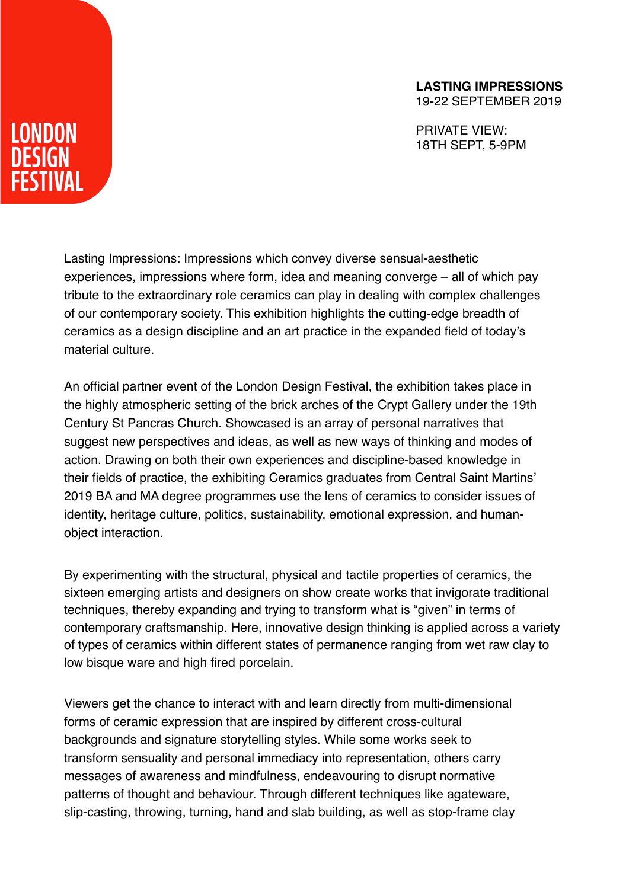LONDON DESIGN FESTIVAL

**LASTING IMPRESSIONS**
19-22 SEPTEMBER 2019

PRIVATE VIEW:
18TH SEPT, 5-9PM

Lasting Impressions: Impressions which convey diverse sensual-aesthetic experiences, impressions where form, idea and meaning converge – all of which pay tribute to the extraordinary role ceramics can play in dealing with complex challenges of our contemporary society. This exhibition highlights the cutting-edge breadth of ceramics as a design discipline and an art practice in the expanded field of today's material culture.

An official partner event of the London Design Festival, the exhibition takes place in the highly atmospheric setting of the brick arches of the Crypt Gallery under the 19th Century St Pancras Church. Showcased is an array of personal narratives that suggest new perspectives and ideas, as well as new ways of thinking and modes of action. Drawing on both their own experiences and discipline-based knowledge in their fields of practice, the exhibiting Ceramics graduates from Central Saint Martins' 2019 BA and MA degree programmes use the lens of ceramics to consider issues of identity, heritage culture, politics, sustainability, emotional expression, and human-object interaction.

By experimenting with the structural, physical and tactile properties of ceramics, the sixteen emerging artists and designers on show create works that invigorate traditional techniques, thereby expanding and trying to transform what is "given" in terms of contemporary craftsmanship. Here, innovative design thinking is applied across a variety of types of ceramics within different states of permanence ranging from wet raw clay to low bisque ware and high fired porcelain.

Viewers get the chance to interact with and learn directly from multi-dimensional forms of ceramic expression that are inspired by different cross-cultural backgrounds and signature storytelling styles. While some works seek to transform sensuality and personal immediacy into representation, others carry messages of awareness and mindfulness, endeavouring to disrupt normative patterns of thought and behaviour. Through different techniques like agateware, slip-casting, throwing, turning, hand and slab building, as well as stop-frame clay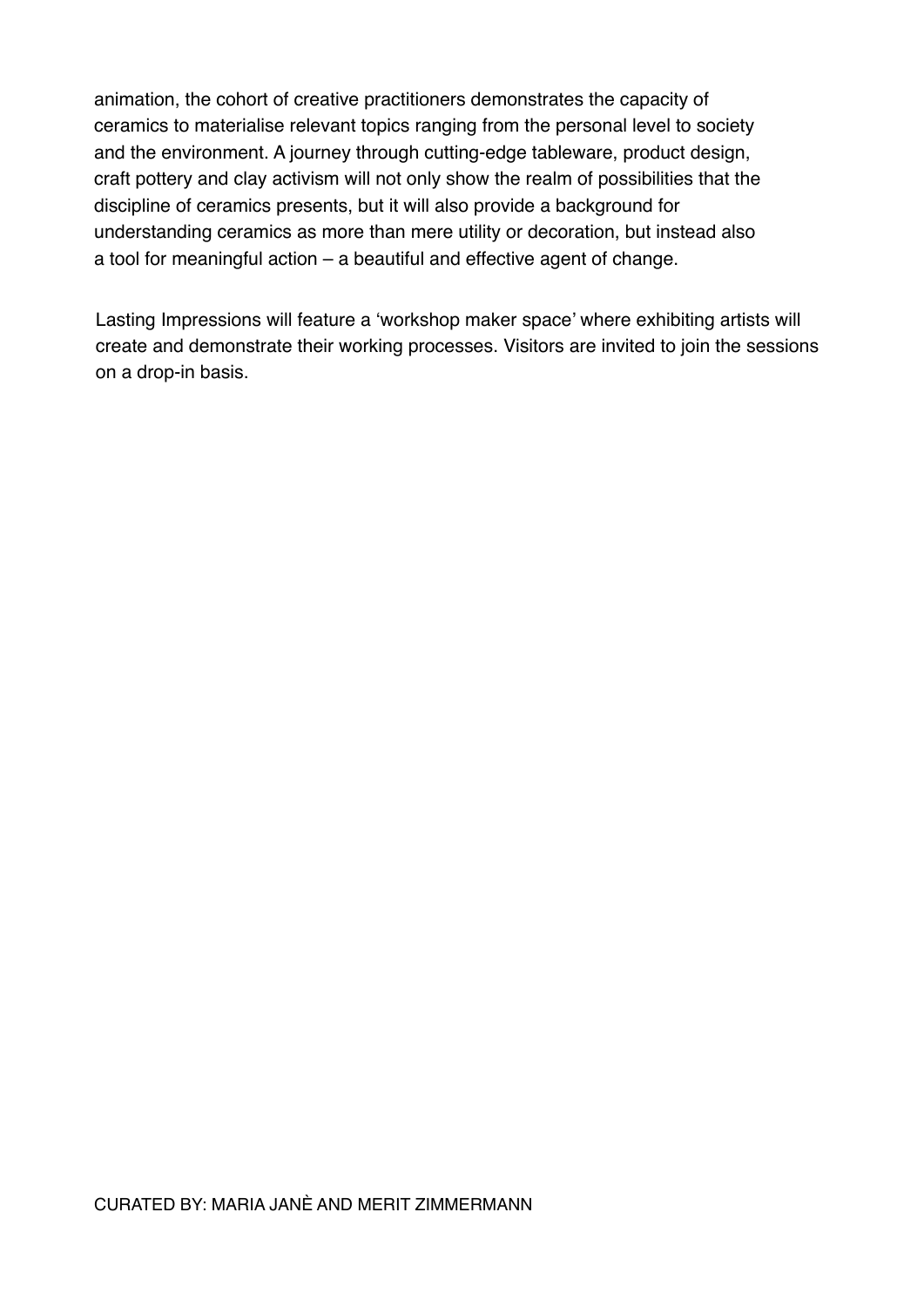animation, the cohort of creative practitioners demonstrates the capacity of ceramics to materialise relevant topics ranging from the personal level to society and the environment. A journey through cutting-edge tableware, product design, craft pottery and clay activism will not only show the realm of possibilities that the discipline of ceramics presents, but it will also provide a background for understanding ceramics as more than mere utility or decoration, but instead also a tool for meaningful action – a beautiful and effective agent of change.

Lasting Impressions will feature a 'workshop maker space' where exhibiting artists will create and demonstrate their working processes. Visitors are invited to join the sessions on a drop-in basis.

CURATED BY: MARIA JANÈ AND MERIT ZIMMERMANN